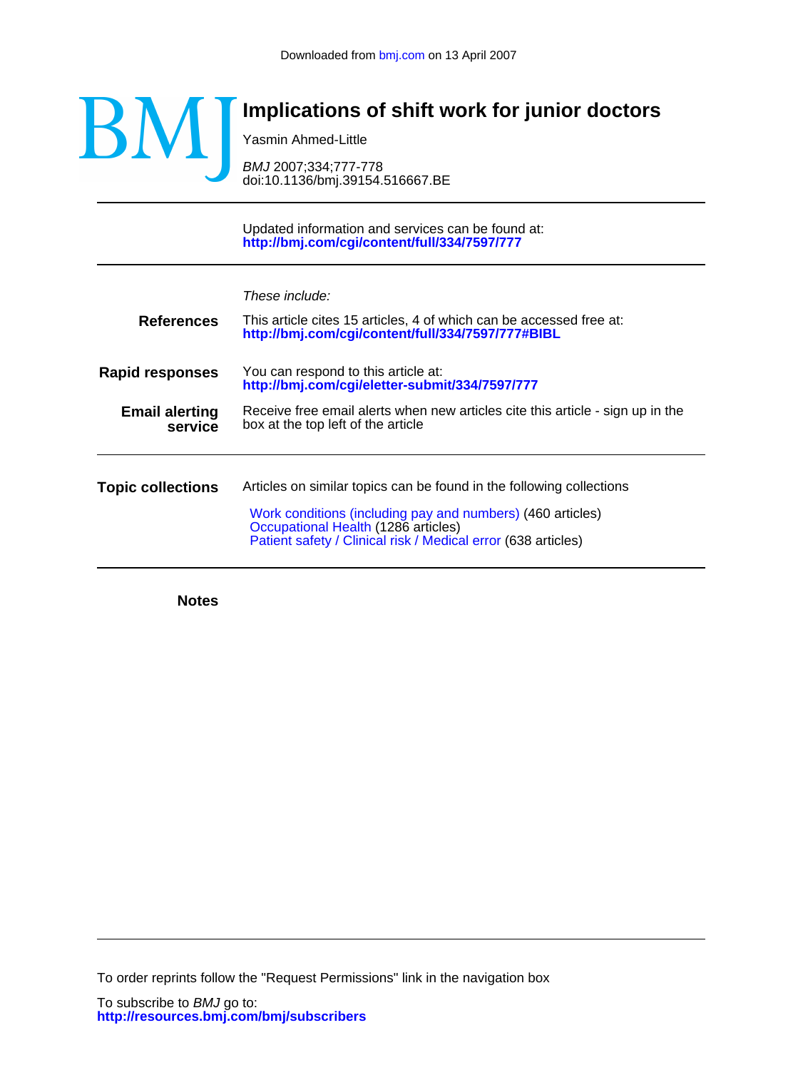Downloaded from bmj.com on 13 April 2007

# Implications of shift work for junior doctors

Yasmin Ahmed-Little

*BMJ* 2007;334;777-778
doi:10.1136/bmj.39154.516667.BE

Updated information and services can be found at:
**http://bmj.com/cgi/content/full/334/7597/777**

*These include:*

**References**
This article cites 15 articles, 4 of which can be accessed free at:
**http://bmj.com/cgi/content/full/334/7597/777#BIBL**

**Rapid responses**
You can respond to this article at:
**http://bmj.com/cgi/eletter-submit/334/7597/777**

**Email alerting service**
Receive free email alerts when new articles cite this article - sign up in the box at the top left of the article

**Topic collections**
Articles on similar topics can be found in the following collections

- Work conditions (including pay and numbers) (460 articles)
- Occupational Health (1286 articles)
- Patient safety / Clinical risk / Medical error (638 articles)

**Notes**

To order reprints follow the "Request Permissions" link in the navigation box

To subscribe to *BMJ* go to:
**http://resources.bmj.com/bmj/subscribers**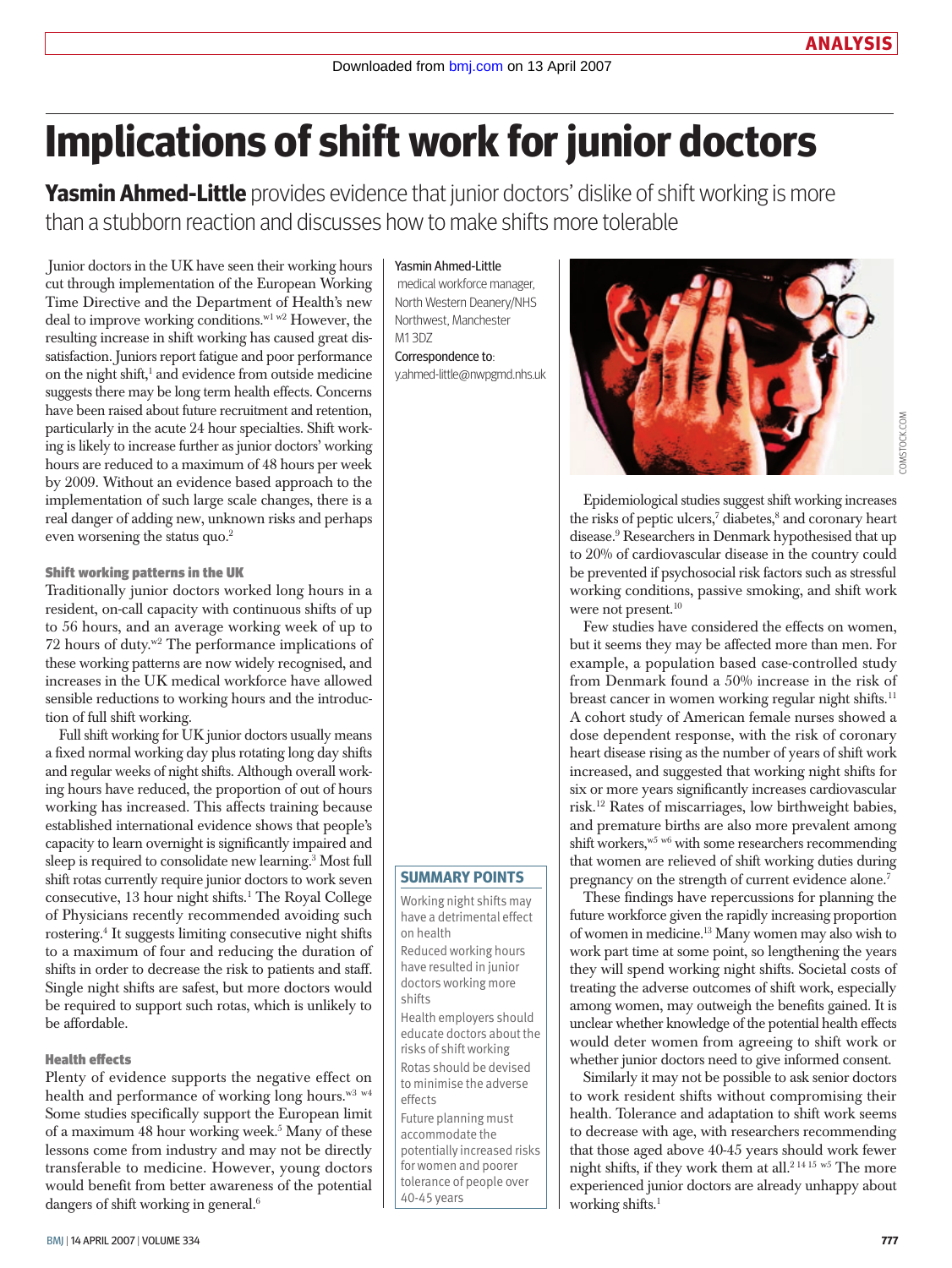# Implications of shift work for junior doctors

**Yasmin Ahmed-Little** provides evidence that junior doctors' dislike of shift working is more than a stubborn reaction and discusses how to make shifts more tolerable

Yasmin Ahmed-Little medical workforce manager, North Western Deanery/NHS Northwest, Manchester M1 3DZ

Correspondence to: y.ahmed-little@nwpgmd.nhs.uk

Junior doctors in the UK have seen their working hours cut through implementation of the European Working Time Directive and the Department of Health's new deal to improve working conditions.[w1 w2] However, the resulting increase in shift working has caused great dissatisfaction. Juniors report fatigue and poor performance on the night shift,[1] and evidence from outside medicine suggests there may be long term health effects. Concerns have been raised about future recruitment and retention, particularly in the acute 24 hour specialties. Shift working is likely to increase further as junior doctors' working hours are reduced to a maximum of 48 hours per week by 2009. Without an evidence based approach to the implementation of such large scale changes, there is a real danger of adding new, unknown risks and perhaps even worsening the status quo.[2]

### Shift working patterns in the UK

Traditionally junior doctors worked long hours in a resident, on-call capacity with continuous shifts of up to 56 hours, and an average working week of up to 72 hours of duty.[w2] The performance implications of these working patterns are now widely recognised, and increases in the UK medical workforce have allowed sensible reductions to working hours and the introduction of full shift working.

Full shift working for UK junior doctors usually means a fixed normal working day plus rotating long day shifts and regular weeks of night shifts. Although overall working hours have reduced, the proportion of out of hours working has increased. This affects training because established international evidence shows that people's capacity to learn overnight is significantly impaired and sleep is required to consolidate new learning.[3] Most full shift rotas currently require junior doctors to work seven consecutive, 13 hour night shifts.[1] The Royal College of Physicians recently recommended avoiding such rostering.[4] It suggests limiting consecutive night shifts to a maximum of four and reducing the duration of shifts in order to decrease the risk to patients and staff. Single night shifts are safest, but more doctors would be required to support such rotas, which is unlikely to be affordable.

### Health effects

Plenty of evidence supports the negative effect on health and performance of working long hours.[w3 w4] Some studies specifically support the European limit of a maximum 48 hour working week.[5] Many of these lessons come from industry and may not be directly transferable to medicine. However, young doctors would benefit from better awareness of the potential dangers of shift working in general.[6]

Epidemiological studies suggest shift working increases the risks of peptic ulcers,[7] diabetes,[8] and coronary heart disease.[9] Researchers in Denmark hypothesised that up to 20% of cardiovascular disease in the country could be prevented if psychosocial risk factors such as stressful working conditions, passive smoking, and shift work were not present.[10]

Few studies have considered the effects on women, but it seems they may be affected more than men. For example, a population based case-controlled study from Denmark found a 50% increase in the risk of breast cancer in women working regular night shifts.[11] A cohort study of American female nurses showed a dose dependent response, with the risk of coronary heart disease rising as the number of years of shift work increased, and suggested that working night shifts for six or more years significantly increases cardiovascular risk.[12] Rates of miscarriages, low birthweight babies, and premature births are also more prevalent among shift workers,[w5 w6] with some researchers recommending that women are relieved of shift working duties during pregnancy on the strength of current evidence alone.[7]

These findings have repercussions for planning the future workforce given the rapidly increasing proportion of women in medicine.[13] Many women may also wish to work part time at some point, so lengthening the years they will spend working night shifts. Societal costs of treating the adverse outcomes of shift work, especially among women, may outweigh the benefits gained. It is unclear whether knowledge of the potential health effects would deter women from agreeing to shift work or whether junior doctors need to give informed consent.

Similarly it may not be possible to ask senior doctors to work resident shifts without compromising their health. Tolerance and adaptation to shift work seems to decrease with age, with researchers recommending that those aged above 40-45 years should work fewer night shifts, if they work them at all.[2 14 15 w5] The more experienced junior doctors are already unhappy about working shifts.[1]

### SUMMARY POINTS

- Working night shifts may have a detrimental effect on health
- Reduced working hours have resulted in junior doctors working more shifts
- Health employers should educate doctors about the risks of shift working
- Rotas should be devised to minimise the adverse effects
- Future planning must accommodate the potentially increased risks for women and poorer tolerance of people over 40-45 years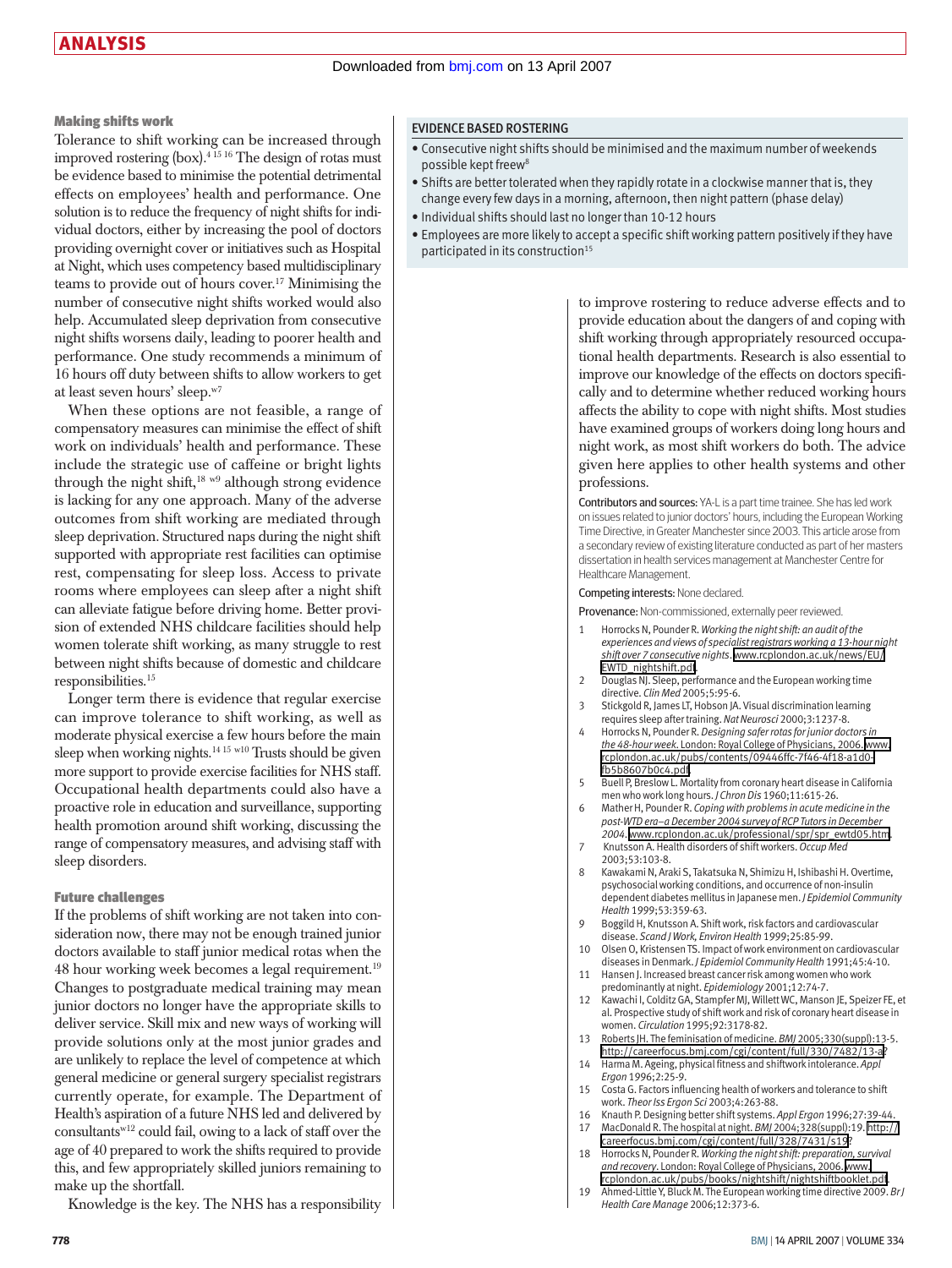### Making shifts work

Tolerance to shift working can be increased through improved rostering (box).[4 15 16] The design of rotas must be evidence based to minimise the potential detrimental effects on employees' health and performance. One solution is to reduce the frequency of night shifts for individual doctors, either by increasing the pool of doctors providing overnight cover or initiatives such as Hospital at Night, which uses competency based multidisciplinary teams to provide out of hours cover.[17] Minimising the number of consecutive night shifts worked would also help. Accumulated sleep deprivation from consecutive night shifts worsens daily, leading to poorer health and performance. One study recommends a minimum of 16 hours off duty between shifts to allow workers to get at least seven hours' sleep.[w7]

When these options are not feasible, a range of compensatory measures can minimise the effect of shift work on individuals' health and performance. These include the strategic use of caffeine or bright lights through the night shift,[18 w9] although strong evidence is lacking for any one approach. Many of the adverse outcomes from shift working are mediated through sleep deprivation. Structured naps during the night shift supported with appropriate rest facilities can optimise rest, compensating for sleep loss. Access to private rooms where employees can sleep after a night shift can alleviate fatigue before driving home. Better provision of extended NHS childcare facilities should help women tolerate shift working, as many struggle to rest between night shifts because of domestic and childcare responsibilities.[15]

Longer term there is evidence that regular exercise can improve tolerance to shift working, as well as moderate physical exercise a few hours before the main sleep when working nights.[14 15 w10] Trusts should be given more support to provide exercise facilities for NHS staff. Occupational health departments could also have a proactive role in education and surveillance, supporting health promotion around shift working, discussing the range of compensatory measures, and advising staff with sleep disorders.

### Future challenges

If the problems of shift working are not taken into consideration now, there may not be enough trained junior doctors available to staff junior medical rotas when the 48 hour working week becomes a legal requirement.[19] Changes to postgraduate medical training may mean junior doctors no longer have the appropriate skills to deliver service. Skill mix and new ways of working will provide solutions only at the most junior grades and are unlikely to replace the level of competence at which general medicine or general surgery specialist registrars currently operate, for example. The Department of Health's aspiration of a future NHS led and delivered by consultants[w12] could fail, owing to a lack of staff over the age of 40 prepared to work the shifts required to provide this, and few appropriately skilled juniors remaining to make up the shortfall.

Knowledge is the key. The NHS has a responsibility to improve rostering to reduce adverse effects and to provide education about the dangers of and coping with shift working through appropriately resourced occupational health departments. Research is also essential to improve our knowledge of the effects on doctors specifically and to determine whether reduced working hours affects the ability to cope with night shifts. Most studies have examined groups of workers doing long hours and night work, as most shift workers do both. The advice given here applies to other health systems and other professions.

#### EVIDENCE BASED ROSTERING

- Consecutive night shifts should be minimised and the maximum number of weekends possible kept free[w8]
- Shifts are better tolerated when they rapidly rotate in a clockwise manner that is, they change every few days in a morning, afternoon, then night pattern (phase delay)
- Individual shifts should last no longer than 10-12 hours
- Employees are more likely to accept a specific shift working pattern positively if they have participated in its construction[15]

**Contributors and sources:** YA-L is a part time trainee. She has led work on issues related to junior doctors' hours, including the European Working Time Directive, in Greater Manchester since 2003. This article arose from a secondary review of existing literature conducted as part of her masters dissertation in health services management at Manchester Centre for Healthcare Management.

**Competing interests:** None declared.

**Provenance:** Non-commissioned, externally peer reviewed.

1. Horrocks N, Pounder R. *Working the night shift: an audit of the experiences and views of specialist registrars working a 13-hour night shift over 7 consecutive nights*. www.rcplondon.ac.uk/news/EU/EWTD_nightshift.pdf.
2. Douglas NJ. Sleep, performance and the European working time directive. *Clin Med* 2005;5:95-6.
3. Stickgold R, James LT, Hobson JA. Visual discrimination learning requires sleep after training. *Nat Neurosci* 2000;3:1237-8.
4. Horrocks N, Pounder R. *Designing safer rotas for junior doctors in the 48-hour week*. London: Royal College of Physicians, 2006. www.rcplondon.ac.uk/pubs/contents/09446ffc-7f46-4f18-a1d0-fb5b8607b0c4.pdf.
5. Buell P, Breslow L. Mortality from coronary heart disease in California men who work long hours. *J Chron Dis* 1960;11:615-26.
6. Mather H, Pounder R. *Coping with problems in acute medicine in the post-WTD era—a December 2004 survey of RCP Tutors in December 2004*. www.rcplondon.ac.uk/professional/spr/spr_ewtd05.htm.
7. Knutsson A. Health disorders of shift workers. *Occup Med* 2003;53:103-8.
8. Kawakami N, Araki S, Takatsuka N, Shimizu H, Ishibashi H. Overtime, psychosocial working conditions, and occurrence of non-insulin dependent diabetes mellitus in Japanese men. *J Epidemiol Community Health* 1999;53:359-63.
9. Boggild H, Knutsson A. Shift work, risk factors and cardiovascular disease. *Scand J Work, Environ Health* 1999;25:85-99.
10. Olsen O, Kristensen TS. Impact of work environment on cardiovascular diseases in Denmark. *J Epidemiol Community Health* 1991;45:4-10.
11. Hansen J. Increased breast cancer risk among women who work predominantly at night. *Epidemiology* 2001;12:74-7.
12. Kawachi I, Colditz GA, Stampfer MJ, Willett WC, Manson JE, Speizer FE, et al. Prospective study of shift work and risk of coronary heart disease in women. *Circulation* 1995;92:3178-82.
13. Roberts JH. The feminisation of medicine. *BMJ* 2005;330(suppl):13-5. http://careerfocus.bmj.com/cgi/content/full/330/7482/13-a?
14. Harma M. Ageing, physical fitness and shiftwork intolerance. *Appl Ergon* 1996;2:25-9.
15. Costa G. Factors influencing health of workers and tolerance to shift work. *Theor Iss Ergon Sci* 2003;4:263-88.
16. Knauth P. Designing better shift systems. *Appl Ergon* 1996;27:39-44.
17. MacDonald R. The hospital at night. *BMJ* 2004;328(suppl):19. http://careerfocus.bmj.com/cgi/content/full/328/7431/s19?
18. Horrocks N, Pounder R. *Working the night shift: preparation, survival and recovery*. London: Royal College of Physicians, 2006. www.rcplondon.ac.uk/pubs/books/nightshift/nightshiftbooklet.pdf.
19. Ahmed-Little Y, Bluck M. The European working time directive 2009. *Br J Health Care Manage* 2006;12:373-6.